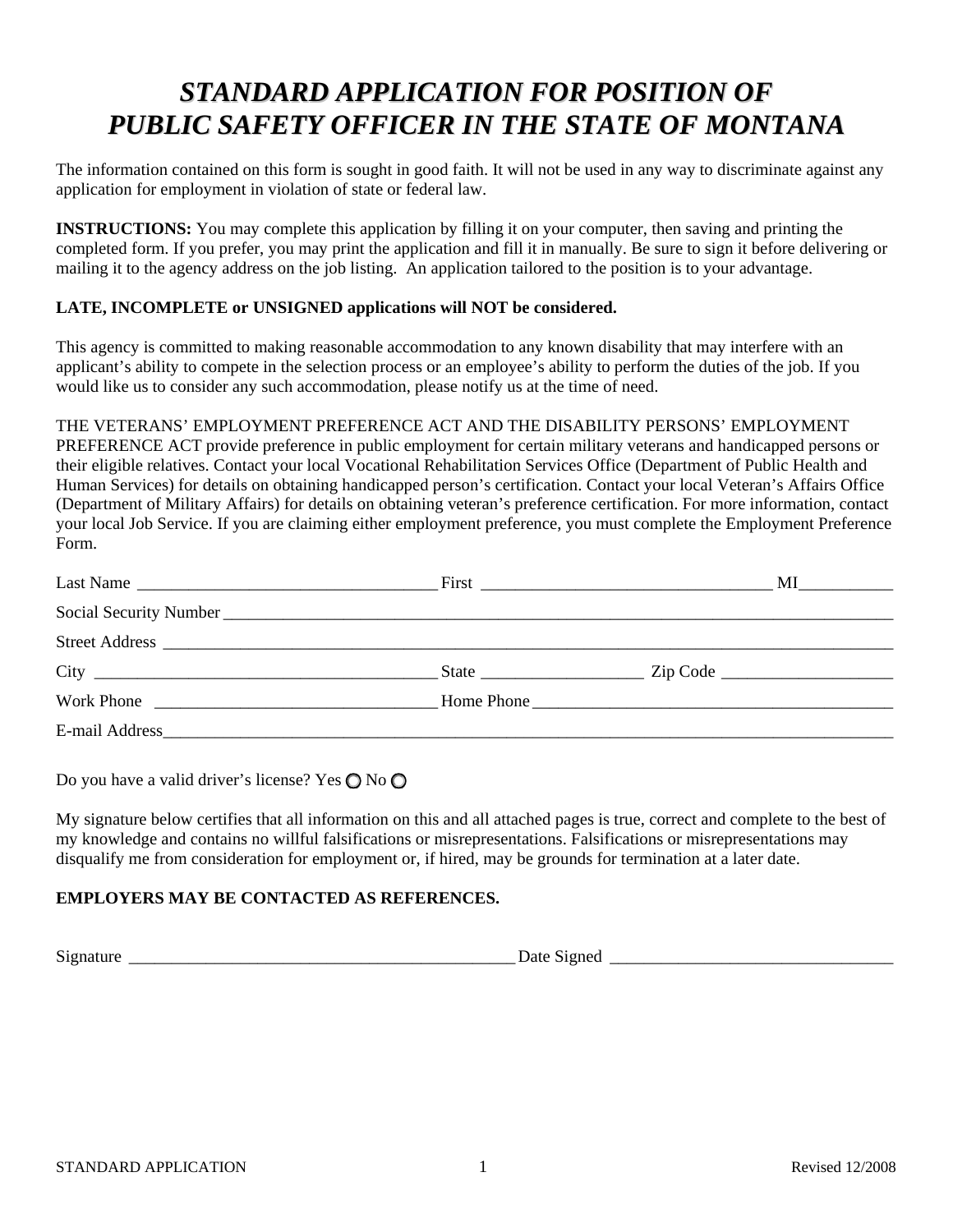# *STANDARD APPLICATION FOR POSITION OF PUBLIC SAFETY OFFICER IN THE STATE OF MONTANA*

The information contained on this form is sought in good faith. It will not be used in any way to discriminate against any application for employment in violation of state or federal law.

**INSTRUCTIONS:** You may complete this application by filling it on your computer, then saving and printing the completed form. If you prefer, you may print the application and fill it in manually. Be sure to sign it before delivering or mailing it to the agency address on the job listing. An application tailored to the position is to your advantage.

**LATE, INCOMPLETE or UNSIGNED applications will NOT be considered.**

This agency is committed to making reasonable accommodation to any known disability that may interfere with an applicant's ability to compete in the selection process or an employee's ability to perform the duties of the job. If you would like us to consider any such accommodation, please notify us at the time of need.

THE VETERANS' EMPLOYMENT PREFERENCE ACT AND THE DISABILITY PERSONS' EMPLOYMENT PREFERENCE ACT provide preference in public employment for certain military veterans and handicapped persons or their eligible relatives. Contact your local Vocational Rehabilitation Services Office (Department of Public Health and Human Services) for details on obtaining handicapped person's certification. Contact your local Veteran's Affairs Office (Department of Military Affairs) for details on obtaining veteran's preference certification. For more information, contact your local Job Service. If you are claiming either employment preference, you must complete the Employment Preference Form.

Last Name ___________________________________ First ___________________________________ MI___________

Social Security Number ___________________________________________________________________________________

Street Address ___________________________________________________________________________________________

City _________________________________________ State ___________________ Zip Code ____________________

Work Phone _________________________________ Home Phone ___________________________________________

E-mail Address___________________________________________________________________________________________

Do you have a valid driver's license? Yes ○ No ○

My signature below certifies that all information on this and all attached pages is true, correct and complete to the best of my knowledge and contains no willful falsifications or misrepresentations. Falsifications or misrepresentations may disqualify me from consideration for employment or, if hired, may be grounds for termination at a later date.

**EMPLOYERS MAY BE CONTACTED AS REFERENCES.**

Signature ______________________________________________ Date Signed _________________________________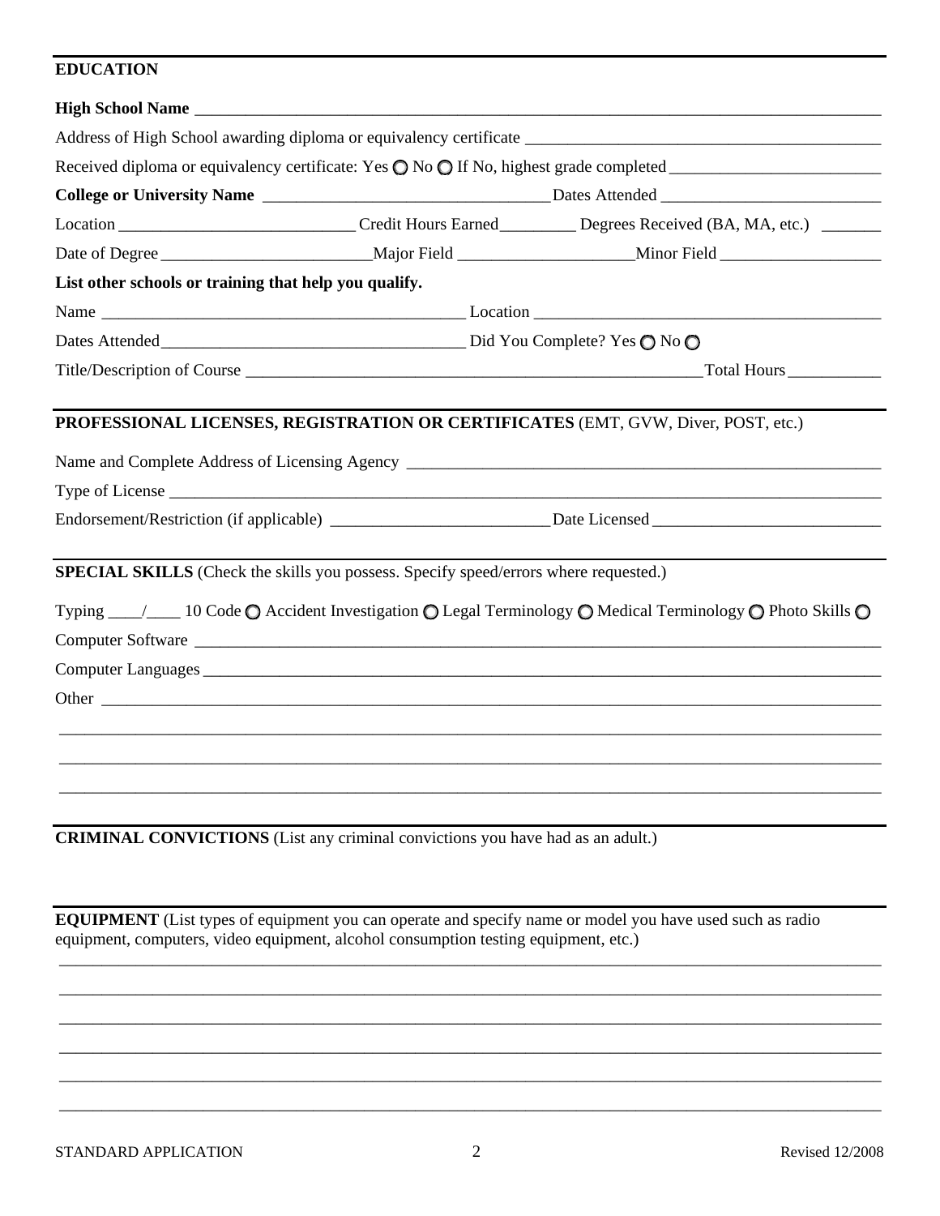## EDUCATION

**High School Name** ________________________________________________________________

Address of High School awarding diploma or equivalency certificate ________________________________

Received diploma or equivalency certificate: Yes ◯ No ◯ If No, highest grade completed ____________________

**College or University Name** ______________________________ Dates Attended ______________________

Location ________________________ Credit Hours Earned ________ Degrees Received (BA, MA, etc.) _______

Date of Degree ______________________ Major Field __________________ Minor Field _________________

**List other schools or training that help you qualify.**

Name ________________________________________ Location ____________________________________

Dates Attended _________________________________ Did You Complete? Yes ◯ No ◯

Title/Description of Course ______________________________________________ Total Hours __________

## PROFESSIONAL LICENSES, REGISTRATION OR CERTIFICATES (EMT, GVW, Diver, POST, etc.)

Name and Complete Address of Licensing Agency ____________________________________________

Type of License _______________________________________________________________________

Endorsement/Restriction (if applicable) _______________________ Date Licensed _______________________

## SPECIAL SKILLS (Check the skills you possess. Specify speed/errors where requested.)

Typing ____/____ 10 Code ◯ Accident Investigation ◯ Legal Terminology ◯ Medical Terminology ◯ Photo Skills ◯

Computer Software ____________________________________________________________________

Computer Languages ___________________________________________________________________

Other _______________________________________________________________________________

_____________________________________________________________________________________

_____________________________________________________________________________________

_____________________________________________________________________________________

## CRIMINAL CONVICTIONS (List any criminal convictions you have had as an adult.)

## EQUIPMENT (List types of equipment you can operate and specify name or model you have used such as radio equipment, computers, video equipment, alcohol consumption testing equipment, etc.)

_____________________________________________________________________________________

_____________________________________________________________________________________

_____________________________________________________________________________________

_____________________________________________________________________________________

_____________________________________________________________________________________

_____________________________________________________________________________________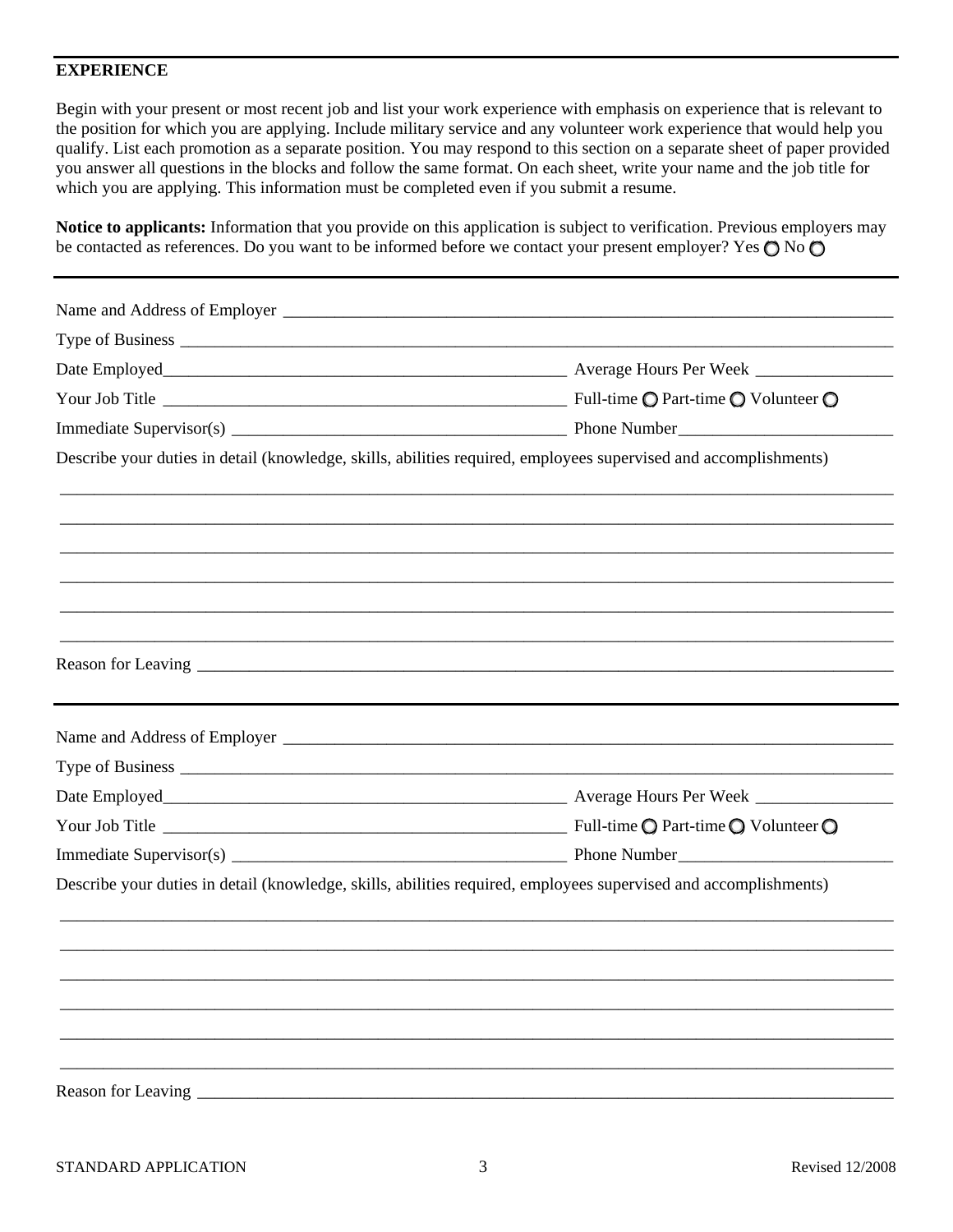## EXPERIENCE

Begin with your present or most recent job and list your work experience with emphasis on experience that is relevant to the position for which you are applying. Include military service and any volunteer work experience that would help you qualify. List each promotion as a separate position. You may respond to this section on a separate sheet of paper provided you answer all questions in the blocks and follow the same format. On each sheet, write your name and the job title for which you are applying. This information must be completed even if you submit a resume.

**Notice to applicants:** Information that you provide on this application is subject to verification. Previous employers may be contacted as references. Do you want to be informed before we contact your present employer? Yes ○ No ○

---

Name and Address of Employer ___________________________________________

Type of Business ___________________________________________

Date Employed___________________________ Average Hours Per Week ________________

Your Job Title ___________________________ Full-time ○ Part-time ○ Volunteer ○

Immediate Supervisor(s) ___________________________ Phone Number_________________________

Describe your duties in detail (knowledge, skills, abilities required, employees supervised and accomplishments)

___________________________________________

___________________________________________

___________________________________________

___________________________________________

___________________________________________

___________________________________________

Reason for Leaving ___________________________________________

---

Name and Address of Employer ___________________________________________

Type of Business ___________________________________________

Date Employed___________________________ Average Hours Per Week ________________

Your Job Title ___________________________ Full-time ○ Part-time ○ Volunteer ○

Immediate Supervisor(s) ___________________________ Phone Number_________________________

Describe your duties in detail (knowledge, skills, abilities required, employees supervised and accomplishments)

___________________________________________

___________________________________________

___________________________________________

___________________________________________

___________________________________________

___________________________________________

Reason for Leaving ___________________________________________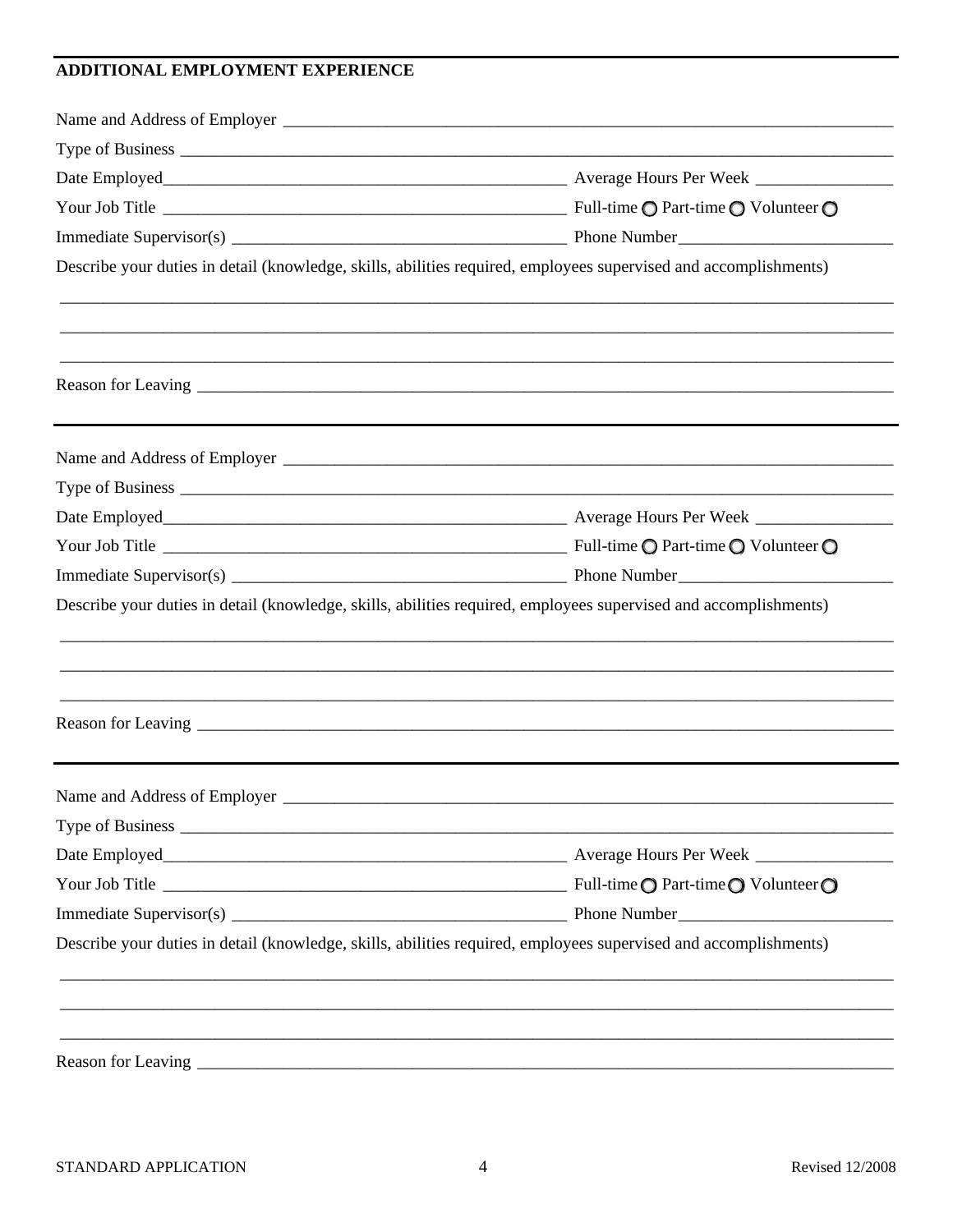## ADDITIONAL EMPLOYMENT EXPERIENCE

Name and Address of Employer ___________________________________________

Type of Business ___________________________________________

Date Employed___________________________ Average Hours Per Week ______________

Your Job Title ___________________________ Full-time ○ Part-time ○ Volunteer ○

Immediate Supervisor(s) ___________________________ Phone Number______________

Describe your duties in detail (knowledge, skills, abilities required, employees supervised and accomplishments)

___________________________________________

___________________________________________

___________________________________________

Reason for Leaving ___________________________________________

---

Name and Address of Employer ___________________________________________

Type of Business ___________________________________________

Date Employed___________________________ Average Hours Per Week ______________

Your Job Title ___________________________ Full-time ○ Part-time ○ Volunteer ○

Immediate Supervisor(s) ___________________________ Phone Number______________

Describe your duties in detail (knowledge, skills, abilities required, employees supervised and accomplishments)

___________________________________________

___________________________________________

___________________________________________

Reason for Leaving ___________________________________________

---

Name and Address of Employer ___________________________________________

Type of Business ___________________________________________

Date Employed___________________________ Average Hours Per Week ______________

Your Job Title ___________________________ Full-time ○ Part-time ○ Volunteer ○

Immediate Supervisor(s) ___________________________ Phone Number______________

Describe your duties in detail (knowledge, skills, abilities required, employees supervised and accomplishments)

___________________________________________

___________________________________________

___________________________________________

Reason for Leaving ___________________________________________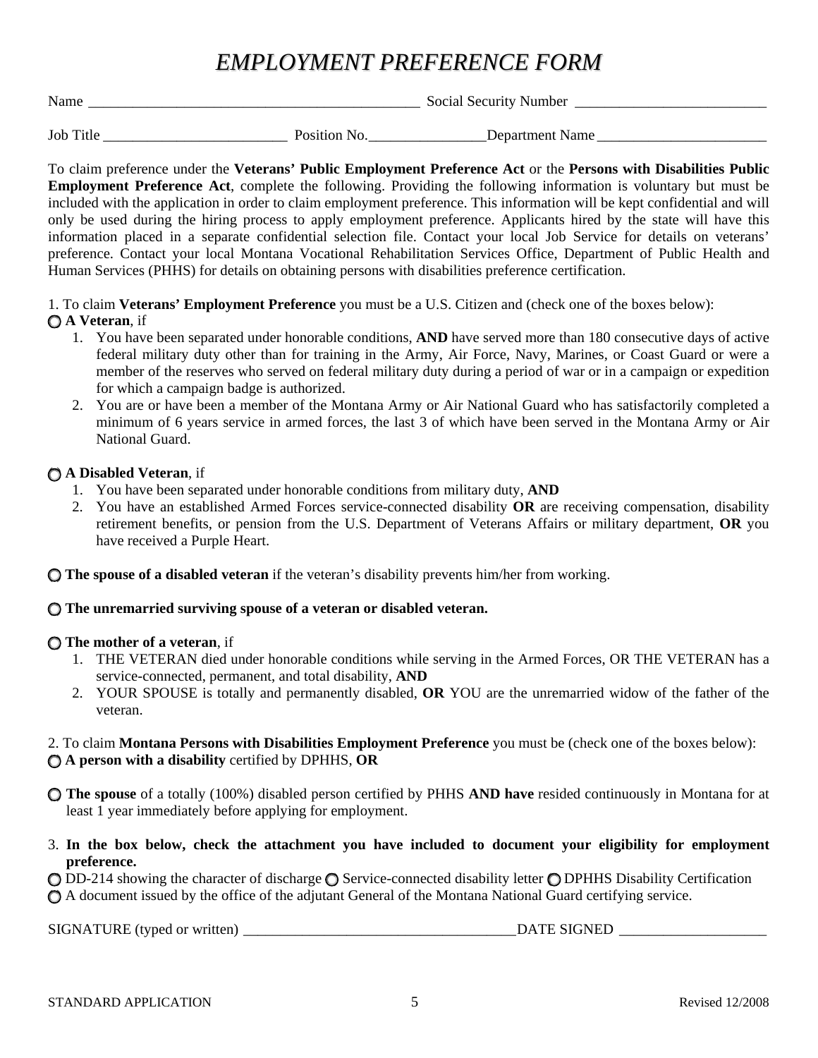# *EMPLOYMENT PREFERENCE FORM*

Name _____________________________________________ Social Security Number __________________________

Job Title _________________________ Position No._______________Department Name_______________________

To claim preference under the **Veterans' Public Employment Preference Act** or the **Persons with Disabilities Public Employment Preference Act**, complete the following. Providing the following information is voluntary but must be included with the application in order to claim employment preference. This information will be kept confidential and will only be used during the hiring process to apply employment preference. Applicants hired by the state will have this information placed in a separate confidential selection file. Contact your local Job Service for details on veterans' preference. Contact your local Montana Vocational Rehabilitation Services Office, Department of Public Health and Human Services (PHHS) for details on obtaining persons with disabilities preference certification.

1. To claim **Veterans' Employment Preference** you must be a U.S. Citizen and (check one of the boxes below):

○ **A Veteran**, if

1. You have been separated under honorable conditions, **AND** have served more than 180 consecutive days of active federal military duty other than for training in the Army, Air Force, Navy, Marines, or Coast Guard or were a member of the reserves who served on federal military duty during a period of war or in a campaign or expedition for which a campaign badge is authorized.
2. You are or have been a member of the Montana Army or Air National Guard who has satisfactorily completed a minimum of 6 years service in armed forces, the last 3 of which have been served in the Montana Army or Air National Guard.

○ **A Disabled Veteran**, if

1. You have been separated under honorable conditions from military duty, **AND**
2. You have an established Armed Forces service-connected disability **OR** are receiving compensation, disability retirement benefits, or pension from the U.S. Department of Veterans Affairs or military department, **OR** you have received a Purple Heart.

○ **The spouse of a disabled veteran** if the veteran's disability prevents him/her from working.

○ **The unremarried surviving spouse of a veteran or disabled veteran.**

○ **The mother of a veteran**, if

1. THE VETERAN died under honorable conditions while serving in the Armed Forces, OR THE VETERAN has a service-connected, permanent, and total disability, **AND**
2. YOUR SPOUSE is totally and permanently disabled, **OR** YOU are the unremarried widow of the father of the veteran.

2. To claim **Montana Persons with Disabilities Employment Preference** you must be (check one of the boxes below):

○ **A person with a disability** certified by DPHHS, **OR**

○ **The spouse** of a totally (100%) disabled person certified by PHHS **AND have** resided continuously in Montana for at least 1 year immediately before applying for employment.

3. **In the box below, check the attachment you have included to document your eligibility for employment preference.**

○ DD-214 showing the character of discharge ○ Service-connected disability letter ○ DPHHS Disability Certification
○ A document issued by the office of the adjutant General of the Montana National Guard certifying service.

SIGNATURE (typed or written) ____________________________________DATE SIGNED ____________________

STANDARD APPLICATION Revised 12/2008